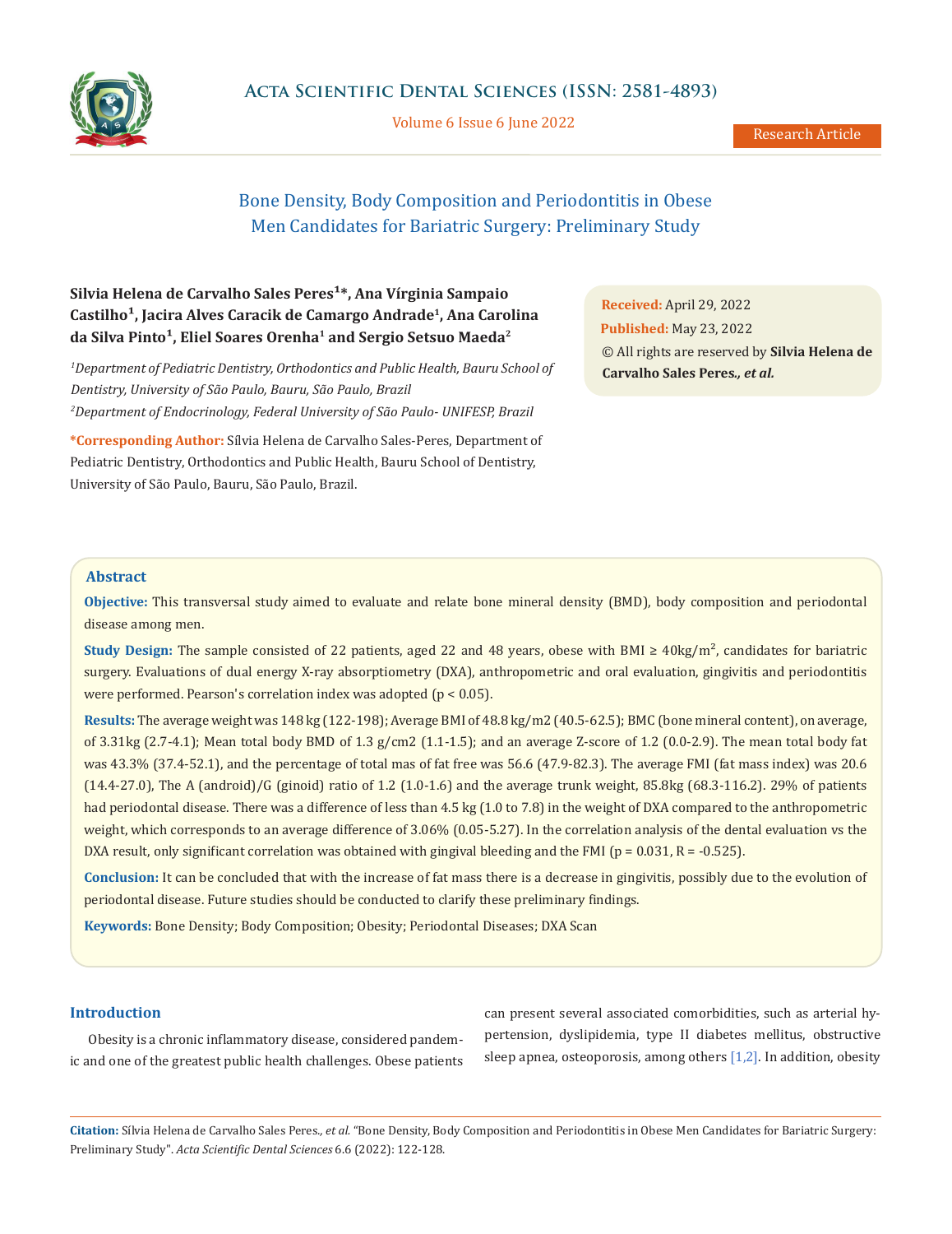# Bone Density, Body Composition and Periodontitis in Obese Men Candidates for Bariatric Surgery: Preliminary Study

**Silvia Helena de Carvalho Sales Peres[1]*, Ana Vírginia Sampaio Castilho[1], Jacira Alves Caracik de Camargo Andrade[1], Ana Carolina da Silva Pinto[1], Eliel Soares Orenha[1] and Sergio Setsuo Maeda[2]**

*[1]Department of Pediatric Dentistry, Orthodontics and Public Health, Bauru School of Dentistry, University of São Paulo, Bauru, São Paulo, Brazil*

*[2]Department of Endocrinology, Federal University of São Paulo- UNIFESP, Brazil*

**\*Corresponding Author:** Sílvia Helena de Carvalho Sales-Peres, Department of Pediatric Dentistry, Orthodontics and Public Health, Bauru School of Dentistry, University of São Paulo, Bauru, São Paulo, Brazil.

**Received:** April 29, 2022

**Published:** May 23, 2022

© All rights are reserved by **Silvia Helena de Carvalho Sales Peres*., et al.***

## Abstract

**Objective:** This transversal study aimed to evaluate and relate bone mineral density (BMD), body composition and periodontal disease among men.

**Study Design:** The sample consisted of 22 patients, aged 22 and 48 years, obese with BMI ≥ 40kg/m², candidates for bariatric surgery. Evaluations of dual energy X-ray absorptiometry (DXA), anthropometric and oral evaluation, gingivitis and periodontitis were performed. Pearson's correlation index was adopted ($p < 0.05$).

**Results:** The average weight was 148 kg (122-198); Average BMI of 48.8 kg/m2 (40.5-62.5); BMC (bone mineral content), on average, of 3.31kg (2.7-4.1); Mean total body BMD of 1.3 g/cm2 (1.1-1.5); and an average Z-score of 1.2 (0.0-2.9). The mean total body fat was 43.3% (37.4-52.1), and the percentage of total mas of fat free was 56.6 (47.9-82.3). The average FMI (fat mass index) was 20.6 (14.4-27.0), The A (android)/G (ginoid) ratio of 1.2 (1.0-1.6) and the average trunk weight, 85.8kg (68.3-116.2). 29% of patients had periodontal disease. There was a difference of less than 4.5 kg (1.0 to 7.8) in the weight of DXA compared to the anthropometric weight, which corresponds to an average difference of 3.06% (0.05-5.27). In the correlation analysis of the dental evaluation vs the DXA result, only significant correlation was obtained with gingival bleeding and the FMI ($p = 0.031$, $R = -0.525$).

**Conclusion:** It can be concluded that with the increase of fat mass there is a decrease in gingivitis, possibly due to the evolution of periodontal disease. Future studies should be conducted to clarify these preliminary findings.

**Keywords:** Bone Density; Body Composition; Obesity; Periodontal Diseases; DXA Scan

## Introduction

Obesity is a chronic inflammatory disease, considered pandemic and one of the greatest public health challenges. Obese patients can present several associated comorbidities, such as arterial hypertension, dyslipidemia, type II diabetes mellitus, obstructive sleep apnea, osteoporosis, among others [1,2]. In addition, obesity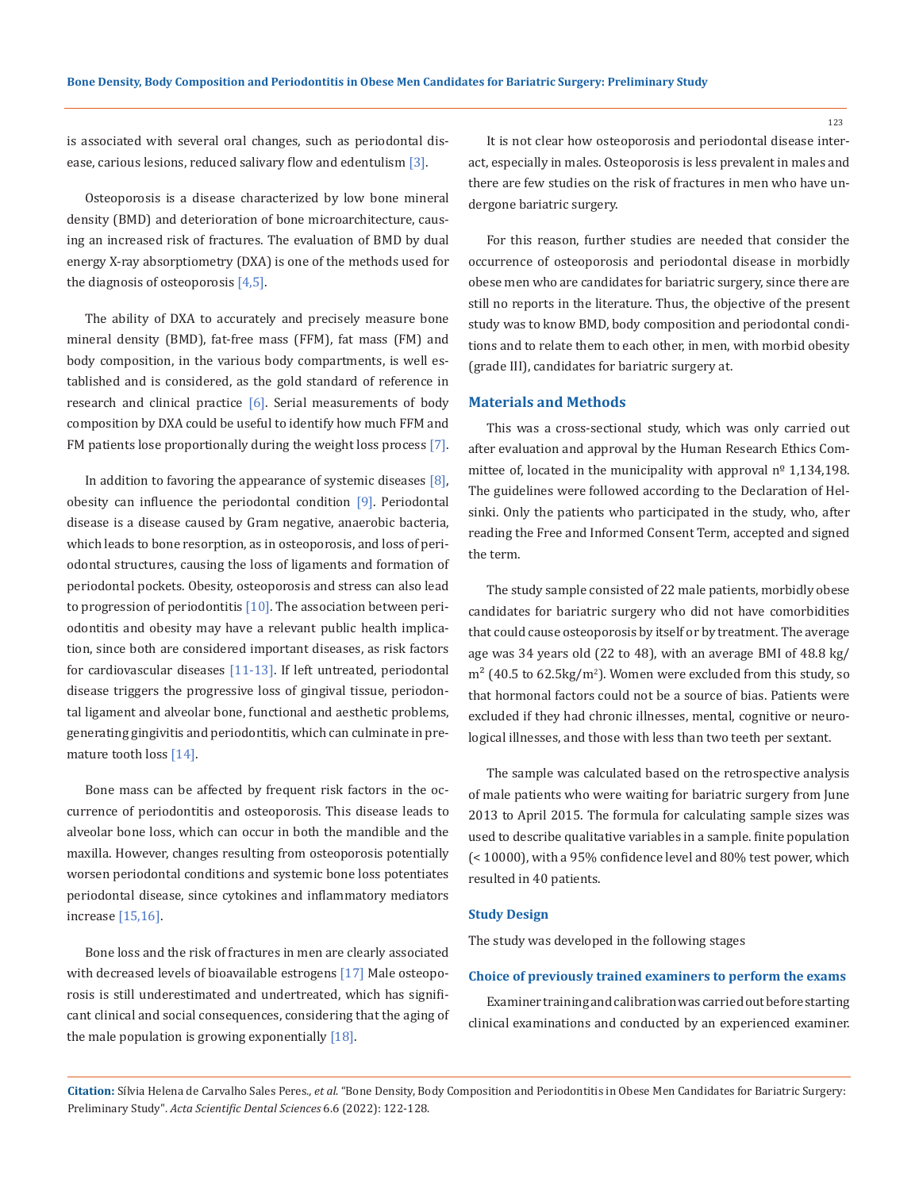is associated with several oral changes, such as periodontal disease, carious lesions, reduced salivary flow and edentulism [3].

Osteoporosis is a disease characterized by low bone mineral density (BMD) and deterioration of bone microarchitecture, causing an increased risk of fractures. The evaluation of BMD by dual energy X-ray absorptiometry (DXA) is one of the methods used for the diagnosis of osteoporosis [4,5].

The ability of DXA to accurately and precisely measure bone mineral density (BMD), fat-free mass (FFM), fat mass (FM) and body composition, in the various body compartments, is well established and is considered, as the gold standard of reference in research and clinical practice [6]. Serial measurements of body composition by DXA could be useful to identify how much FFM and FM patients lose proportionally during the weight loss process [7].

In addition to favoring the appearance of systemic diseases [8], obesity can influence the periodontal condition [9]. Periodontal disease is a disease caused by Gram negative, anaerobic bacteria, which leads to bone resorption, as in osteoporosis, and loss of periodontal structures, causing the loss of ligaments and formation of periodontal pockets. Obesity, osteoporosis and stress can also lead to progression of periodontitis [10]. The association between periodontitis and obesity may have a relevant public health implication, since both are considered important diseases, as risk factors for cardiovascular diseases [11-13]. If left untreated, periodontal disease triggers the progressive loss of gingival tissue, periodontal ligament and alveolar bone, functional and aesthetic problems, generating gingivitis and periodontitis, which can culminate in premature tooth loss [14].

Bone mass can be affected by frequent risk factors in the occurrence of periodontitis and osteoporosis. This disease leads to alveolar bone loss, which can occur in both the mandible and the maxilla. However, changes resulting from osteoporosis potentially worsen periodontal conditions and systemic bone loss potentiates periodontal disease, since cytokines and inflammatory mediators increase [15,16].

Bone loss and the risk of fractures in men are clearly associated with decreased levels of bioavailable estrogens [17] Male osteoporosis is still underestimated and undertreated, which has significant clinical and social consequences, considering that the aging of the male population is growing exponentially [18].

It is not clear how osteoporosis and periodontal disease interact, especially in males. Osteoporosis is less prevalent in males and there are few studies on the risk of fractures in men who have undergone bariatric surgery.

For this reason, further studies are needed that consider the occurrence of osteoporosis and periodontal disease in morbidly obese men who are candidates for bariatric surgery, since there are still no reports in the literature. Thus, the objective of the present study was to know BMD, body composition and periodontal conditions and to relate them to each other, in men, with morbid obesity (grade III), candidates for bariatric surgery at.

## Materials and Methods

This was a cross-sectional study, which was only carried out after evaluation and approval by the Human Research Ethics Committee of, located in the municipality with approval nº 1,134,198. The guidelines were followed according to the Declaration of Helsinki. Only the patients who participated in the study, who, after reading the Free and Informed Consent Term, accepted and signed the term.

The study sample consisted of 22 male patients, morbidly obese candidates for bariatric surgery who did not have comorbidities that could cause osteoporosis by itself or by treatment. The average age was 34 years old (22 to 48), with an average BMI of 48.8 kg/m$^2$ (40.5 to 62.5kg/m$^2$). Women were excluded from this study, so that hormonal factors could not be a source of bias. Patients were excluded if they had chronic illnesses, mental, cognitive or neurological illnesses, and those with less than two teeth per sextant.

The sample was calculated based on the retrospective analysis of male patients who were waiting for bariatric surgery from June 2013 to April 2015. The formula for calculating sample sizes was used to describe qualitative variables in a sample. finite population (< 10000), with a 95% confidence level and 80% test power, which resulted in 40 patients.

### Study Design

The study was developed in the following stages

### Choice of previously trained examiners to perform the exams

Examiner training and calibration was carried out before starting clinical examinations and conducted by an experienced examiner.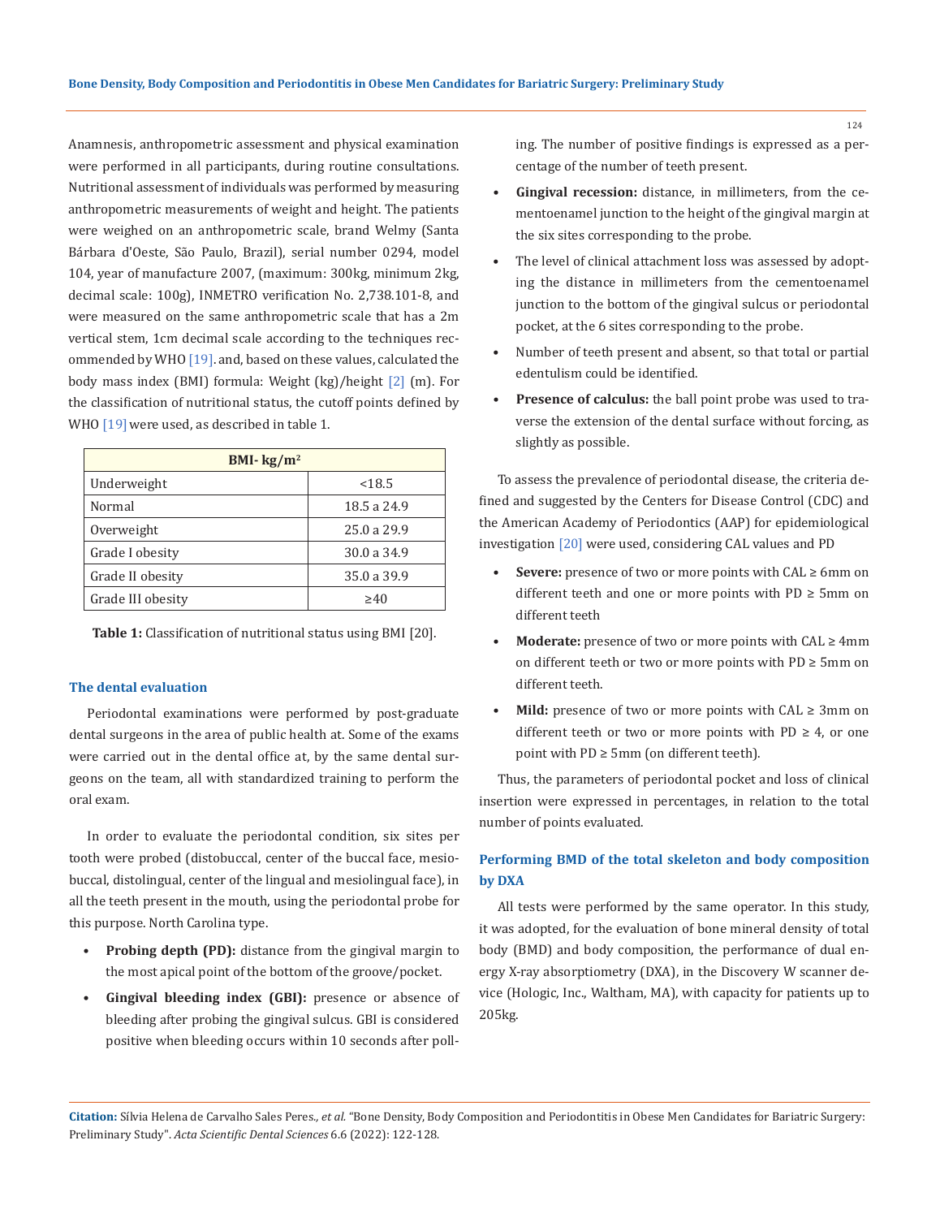Anamnesis, anthropometric assessment and physical examination were performed in all participants, during routine consultations. Nutritional assessment of individuals was performed by measuring anthropometric measurements of weight and height. The patients were weighed on an anthropometric scale, brand Welmy (Santa Bárbara d'Oeste, São Paulo, Brazil), serial number 0294, model 104, year of manufacture 2007, (maximum: 300kg, minimum 2kg, decimal scale: 100g), INMETRO verification No. 2,738.101-8, and were measured on the same anthropometric scale that has a 2m vertical stem, 1cm decimal scale according to the techniques recommended by WHO [19]. and, based on these values, calculated the body mass index (BMI) formula: Weight (kg)/height [2] (m). For the classification of nutritional status, the cutoff points defined by WHO [19] were used, as described in table 1.

| BMI- kg/m² | |
|---|---|
| Underweight | <18.5 |
| Normal | 18.5 a 24.9 |
| Overweight | 25.0 a 29.9 |
| Grade I obesity | 30.0 a 34.9 |
| Grade II obesity | 35.0 a 39.9 |
| Grade III obesity | ≥40 |

**Table 1:** Classification of nutritional status using BMI [20].

### The dental evaluation

Periodontal examinations were performed by post-graduate dental surgeons in the area of public health at. Some of the exams were carried out in the dental office at, by the same dental surgeons on the team, all with standardized training to perform the oral exam.

In order to evaluate the periodontal condition, six sites per tooth were probed (distobuccal, center of the buccal face, mesiobuccal, distolingual, center of the lingual and mesiolingual face), in all the teeth present in the mouth, using the periodontal probe for this purpose. North Carolina type.

- **Probing depth (PD):** distance from the gingival margin to the most apical point of the bottom of the groove/pocket.
- **Gingival bleeding index (GBI):** presence or absence of bleeding after probing the gingival sulcus. GBI is considered positive when bleeding occurs within 10 seconds after polling. The number of positive findings is expressed as a percentage of the number of teeth present.
- **Gingival recession:** distance, in millimeters, from the cementoenamel junction to the height of the gingival margin at the six sites corresponding to the probe.
- The level of clinical attachment loss was assessed by adopting the distance in millimeters from the cementoenamel junction to the bottom of the gingival sulcus or periodontal pocket, at the 6 sites corresponding to the probe.
- Number of teeth present and absent, so that total or partial edentulism could be identified.
- **Presence of calculus:** the ball point probe was used to traverse the extension of the dental surface without forcing, as slightly as possible.

To assess the prevalence of periodontal disease, the criteria defined and suggested by the Centers for Disease Control (CDC) and the American Academy of Periodontics (AAP) for epidemiological investigation [20] were used, considering CAL values and PD

- **Severe:** presence of two or more points with CAL ≥ 6mm on different teeth and one or more points with PD ≥ 5mm on different teeth
- **Moderate:** presence of two or more points with CAL ≥ 4mm on different teeth or two or more points with PD ≥ 5mm on different teeth.
- **Mild:** presence of two or more points with CAL ≥ 3mm on different teeth or two or more points with PD ≥ 4, or one point with PD ≥ 5mm (on different teeth).

Thus, the parameters of periodontal pocket and loss of clinical insertion were expressed in percentages, in relation to the total number of points evaluated.

### Performing BMD of the total skeleton and body composition by DXA

All tests were performed by the same operator. In this study, it was adopted, for the evaluation of bone mineral density of total body (BMD) and body composition, the performance of dual energy X-ray absorptiometry (DXA), in the Discovery W scanner device (Hologic, Inc., Waltham, MA), with capacity for patients up to 205kg.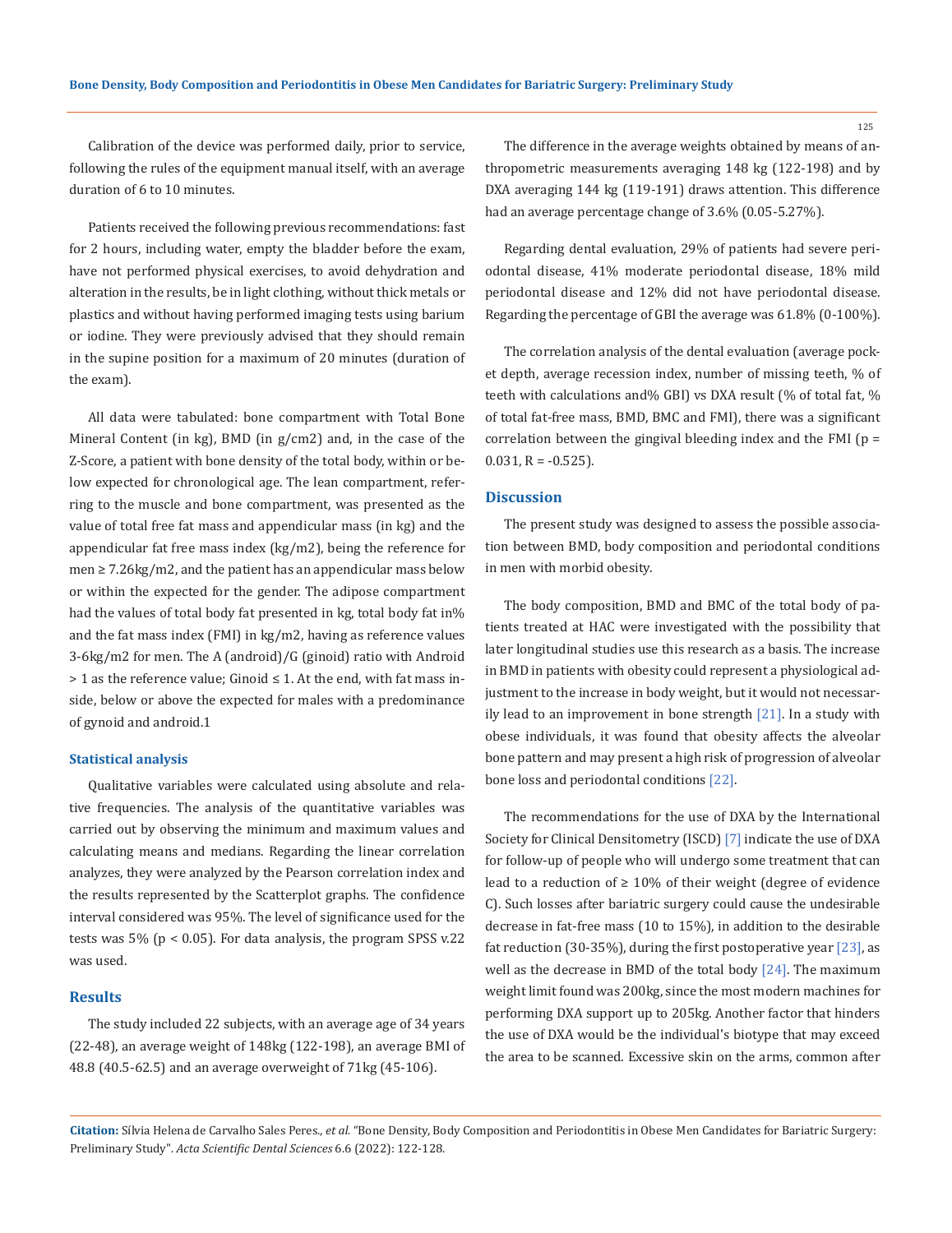Calibration of the device was performed daily, prior to service, following the rules of the equipment manual itself, with an average duration of 6 to 10 minutes.

Patients received the following previous recommendations: fast for 2 hours, including water, empty the bladder before the exam, have not performed physical exercises, to avoid dehydration and alteration in the results, be in light clothing, without thick metals or plastics and without having performed imaging tests using barium or iodine. They were previously advised that they should remain in the supine position for a maximum of 20 minutes (duration of the exam).

All data were tabulated: bone compartment with Total Bone Mineral Content (in kg), BMD (in g/cm2) and, in the case of the Z-Score, a patient with bone density of the total body, within or below expected for chronological age. The lean compartment, referring to the muscle and bone compartment, was presented as the value of total free fat mass and appendicular mass (in kg) and the appendicular fat free mass index (kg/m2), being the reference for men ≥ 7.26kg/m2, and the patient has an appendicular mass below or within the expected for the gender. The adipose compartment had the values of total body fat presented in kg, total body fat in% and the fat mass index (FMI) in kg/m2, having as reference values 3-6kg/m2 for men. The A (android)/G (ginoid) ratio with Android > 1 as the reference value; Ginoid ≤ 1. At the end, with fat mass inside, below or above the expected for males with a predominance of gynoid and android.1

### Statistical analysis

Qualitative variables were calculated using absolute and relative frequencies. The analysis of the quantitative variables was carried out by observing the minimum and maximum values and calculating means and medians. Regarding the linear correlation analyzes, they were analyzed by the Pearson correlation index and the results represented by the Scatterplot graphs. The confidence interval considered was 95%. The level of significance used for the tests was 5% ($p < 0.05$). For data analysis, the program SPSS v.22 was used.

## Results

The study included 22 subjects, with an average age of 34 years (22-48), an average weight of 148kg (122-198), an average BMI of 48.8 (40.5-62.5) and an average overweight of 71kg (45-106).

The difference in the average weights obtained by means of anthropometric measurements averaging 148 kg (122-198) and by DXA averaging 144 kg (119-191) draws attention. This difference had an average percentage change of 3.6% (0.05-5.27%).

Regarding dental evaluation, 29% of patients had severe periodontal disease, 41% moderate periodontal disease, 18% mild periodontal disease and 12% did not have periodontal disease. Regarding the percentage of GBI the average was 61.8% (0-100%).

The correlation analysis of the dental evaluation (average pocket depth, average recession index, number of missing teeth, % of teeth with calculations and% GBI) vs DXA result (% of total fat, % of total fat-free mass, BMD, BMC and FMI), there was a significant correlation between the gingival bleeding index and the FMI ($p = 0.031$, $R = -0.525$).

## Discussion

The present study was designed to assess the possible association between BMD, body composition and periodontal conditions in men with morbid obesity.

The body composition, BMD and BMC of the total body of patients treated at HAC were investigated with the possibility that later longitudinal studies use this research as a basis. The increase in BMD in patients with obesity could represent a physiological adjustment to the increase in body weight, but it would not necessarily lead to an improvement in bone strength [21]. In a study with obese individuals, it was found that obesity affects the alveolar bone pattern and may present a high risk of progression of alveolar bone loss and periodontal conditions [22].

The recommendations for the use of DXA by the International Society for Clinical Densitometry (ISCD) [7] indicate the use of DXA for follow-up of people who will undergo some treatment that can lead to a reduction of ≥ 10% of their weight (degree of evidence C). Such losses after bariatric surgery could cause the undesirable decrease in fat-free mass (10 to 15%), in addition to the desirable fat reduction (30-35%), during the first postoperative year [23], as well as the decrease in BMD of the total body [24]. The maximum weight limit found was 200kg, since the most modern machines for performing DXA support up to 205kg. Another factor that hinders the use of DXA would be the individual's biotype that may exceed the area to be scanned. Excessive skin on the arms, common after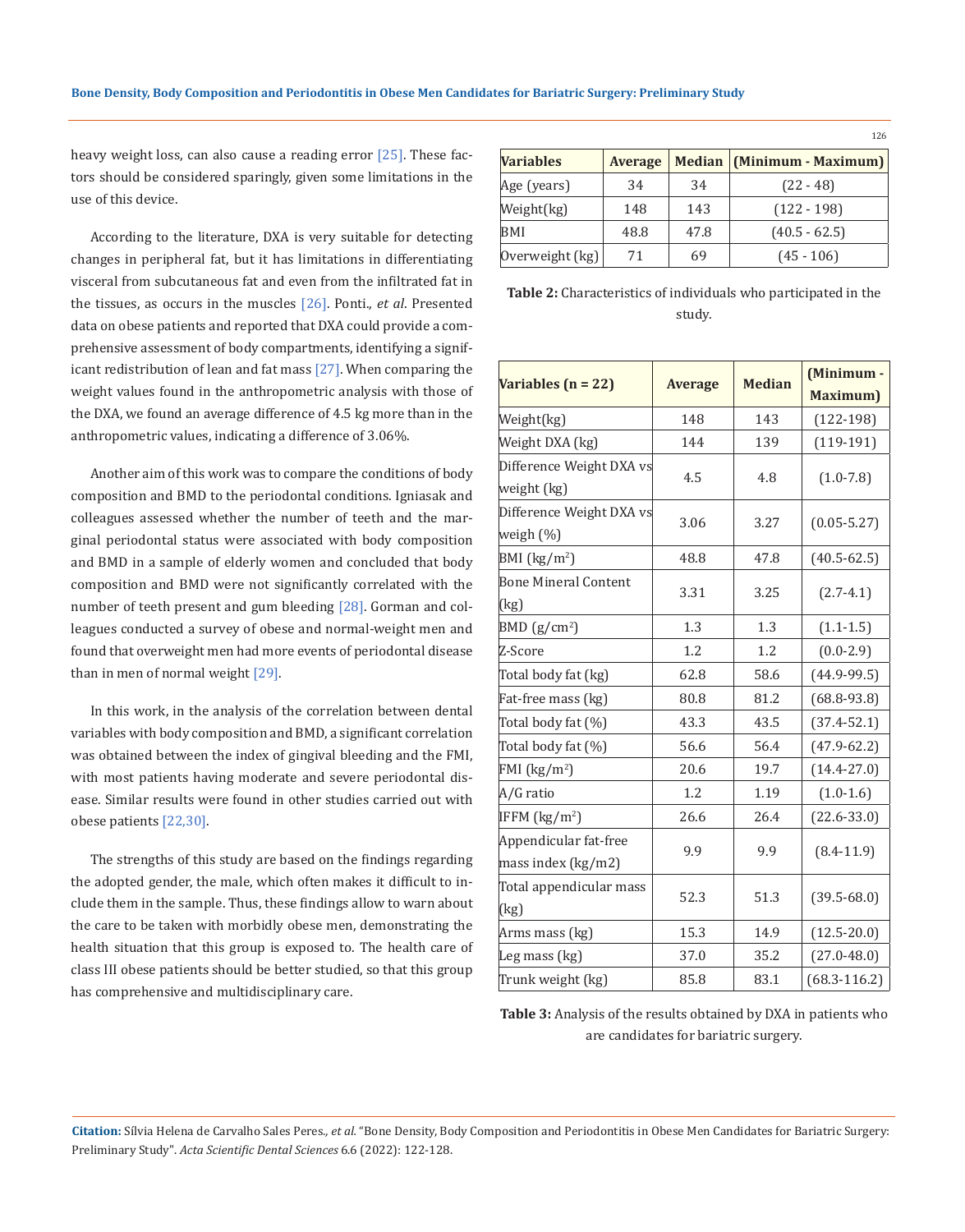heavy weight loss, can also cause a reading error [25]. These factors should be considered sparingly, given some limitations in the use of this device.

According to the literature, DXA is very suitable for detecting changes in peripheral fat, but it has limitations in differentiating visceral from subcutaneous fat and even from the infiltrated fat in the tissues, as occurs in the muscles [26]. Ponti., *et al*. Presented data on obese patients and reported that DXA could provide a comprehensive assessment of body compartments, identifying a significant redistribution of lean and fat mass [27]. When comparing the weight values found in the anthropometric analysis with those of the DXA, we found an average difference of 4.5 kg more than in the anthropometric values, indicating a difference of 3.06%.

Another aim of this work was to compare the conditions of body composition and BMD to the periodontal conditions. Igniasak and colleagues assessed whether the number of teeth and the marginal periodontal status were associated with body composition and BMD in a sample of elderly women and concluded that body composition and BMD were not significantly correlated with the number of teeth present and gum bleeding [28]. Gorman and colleagues conducted a survey of obese and normal-weight men and found that overweight men had more events of periodontal disease than in men of normal weight [29].

In this work, in the analysis of the correlation between dental variables with body composition and BMD, a significant correlation was obtained between the index of gingival bleeding and the FMI, with most patients having moderate and severe periodontal disease. Similar results were found in other studies carried out with obese patients [22,30].

The strengths of this study are based on the findings regarding the adopted gender, the male, which often makes it difficult to include them in the sample. Thus, these findings allow to warn about the care to be taken with morbidly obese men, demonstrating the health situation that this group is exposed to. The health care of class III obese patients should be better studied, so that this group has comprehensive and multidisciplinary care.

| **Variables** | **Average** | **Median** | **(Minimum - Maximum)** |
|---|---|---|---|
| Age (years) | 34 | 34 | (22 - 48) |
| Weight(kg) | 148 | 143 | (122 - 198) |
| BMI | 48.8 | 47.8 | (40.5 - 62.5) |
| Overweight (kg) | 71 | 69 | (45 - 106) |

**Table 2:** Characteristics of individuals who participated in the study.

| **Variables (n = 22)** | **Average** | **Median** | **(Minimum - Maximum)** |
|---|---|---|---|
| Weight(kg) | 148 | 143 | (122-198) |
| Weight DXA (kg) | 144 | 139 | (119-191) |
| Difference Weight DXA vs weight (kg) | 4.5 | 4.8 | (1.0-7.8) |
| Difference Weight DXA vs weigh (%) | 3.06 | 3.27 | (0.05-5.27) |
| BMI (kg/m$^2$) | 48.8 | 47.8 | (40.5-62.5) |
| Bone Mineral Content (kg) | 3.31 | 3.25 | (2.7-4.1) |
| BMD (g/cm$^2$) | 1.3 | 1.3 | (1.1-1.5) |
| Z-Score | 1.2 | 1.2 | (0.0-2.9) |
| Total body fat (kg) | 62.8 | 58.6 | (44.9-99.5) |
| Fat-free mass (kg) | 80.8 | 81.2 | (68.8-93.8) |
| Total body fat (%) | 43.3 | 43.5 | (37.4-52.1) |
| Total body fat (%) | 56.6 | 56.4 | (47.9-62.2) |
| FMI (kg/m$^2$) | 20.6 | 19.7 | (14.4-27.0) |
| A/G ratio | 1.2 | 1.19 | (1.0-1.6) |
| IFFM (kg/m$^2$) | 26.6 | 26.4 | (22.6-33.0) |
| Appendicular fat-free mass index (kg/m2) | 9.9 | 9.9 | (8.4-11.9) |
| Total appendicular mass (kg) | 52.3 | 51.3 | (39.5-68.0) |
| Arms mass (kg) | 15.3 | 14.9 | (12.5-20.0) |
| Leg mass (kg) | 37.0 | 35.2 | (27.0-48.0) |
| Trunk weight (kg) | 85.8 | 83.1 | (68.3-116.2) |

**Table 3:** Analysis of the results obtained by DXA in patients who are candidates for bariatric surgery.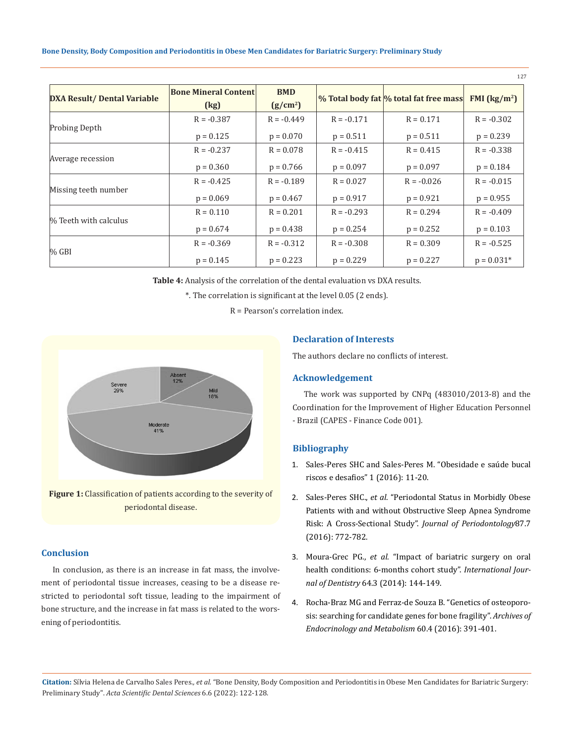| DXA Result/ Dental Variable | Bone Mineral Content (kg) | BMD (g/cm²) | % Total body fat | % total fat free mass | FMI (kg/m²) |
| --- | --- | --- | --- | --- | --- |
| Probing Depth | R = -0.387 | R = -0.449 | R = -0.171 | R = 0.171 | R = -0.302 |
| | p = 0.125 | p = 0.070 | p = 0.511 | p = 0.511 | p = 0.239 |
| Average recession | R = -0.237 | R = 0.078 | R = -0.415 | R = 0.415 | R = -0.338 |
| | p = 0.360 | p = 0.766 | p = 0.097 | p = 0.097 | p = 0.184 |
| Missing teeth number | R = -0.425 | R = -0.189 | R = 0.027 | R = -0.026 | R = -0.015 |
| | p = 0.069 | p = 0.467 | p = 0.917 | p = 0.921 | p = 0.955 |
| % Teeth with calculus | R = 0.110 | R = 0.201 | R = -0.293 | R = 0.294 | R = -0.409 |
| | p = 0.674 | p = 0.438 | p = 0.254 | p = 0.252 | p = 0.103 |
| % GBI | R = -0.369 | R = -0.312 | R = -0.308 | R = 0.309 | R = -0.525 |
| | p = 0.145 | p = 0.223 | p = 0.229 | p = 0.227 | p = 0.031* |

**Table 4:** Analysis of the correlation of the dental evaluation vs DXA results.

*. The correlation is significant at the level 0.05 (2 ends).

R = Pearson's correlation index.

**Figure 1:** Classification of patients according to the severity of periodontal disease.

## Conclusion

In conclusion, as there is an increase in fat mass, the involvement of periodontal tissue increases, ceasing to be a disease restricted to periodontal soft tissue, leading to the impairment of bone structure, and the increase in fat mass is related to the worsening of periodontitis.

## Declaration of Interests

The authors declare no conflicts of interest.

## Acknowledgement

The work was supported by CNPq (483010/2013-8) and the Coordination for the Improvement of Higher Education Personnel - Brazil (CAPES - Finance Code 001).

## Bibliography

1. Sales-Peres SHC and Sales-Peres M. "Obesidade e saúde bucal riscos e desafios" 1 (2016): 11-20.
2. Sales-Peres SHC., *et al*. "Periodontal Status in Morbidly Obese Patients with and without Obstructive Sleep Apnea Syndrome Risk: A Cross-Sectional Study". *Journal of Periodontology* 87.7 (2016): 772-782.
3. Moura-Grec PG., *et al*. "Impact of bariatric surgery on oral health conditions: 6-months cohort study". *International Journal of Dentistry* 64.3 (2014): 144-149.
4. Rocha-Braz MG and Ferraz-de Souza B. "Genetics of osteoporosis: searching for candidate genes for bone fragility". *Archives of Endocrinology and Metabolism* 60.4 (2016): 391-401.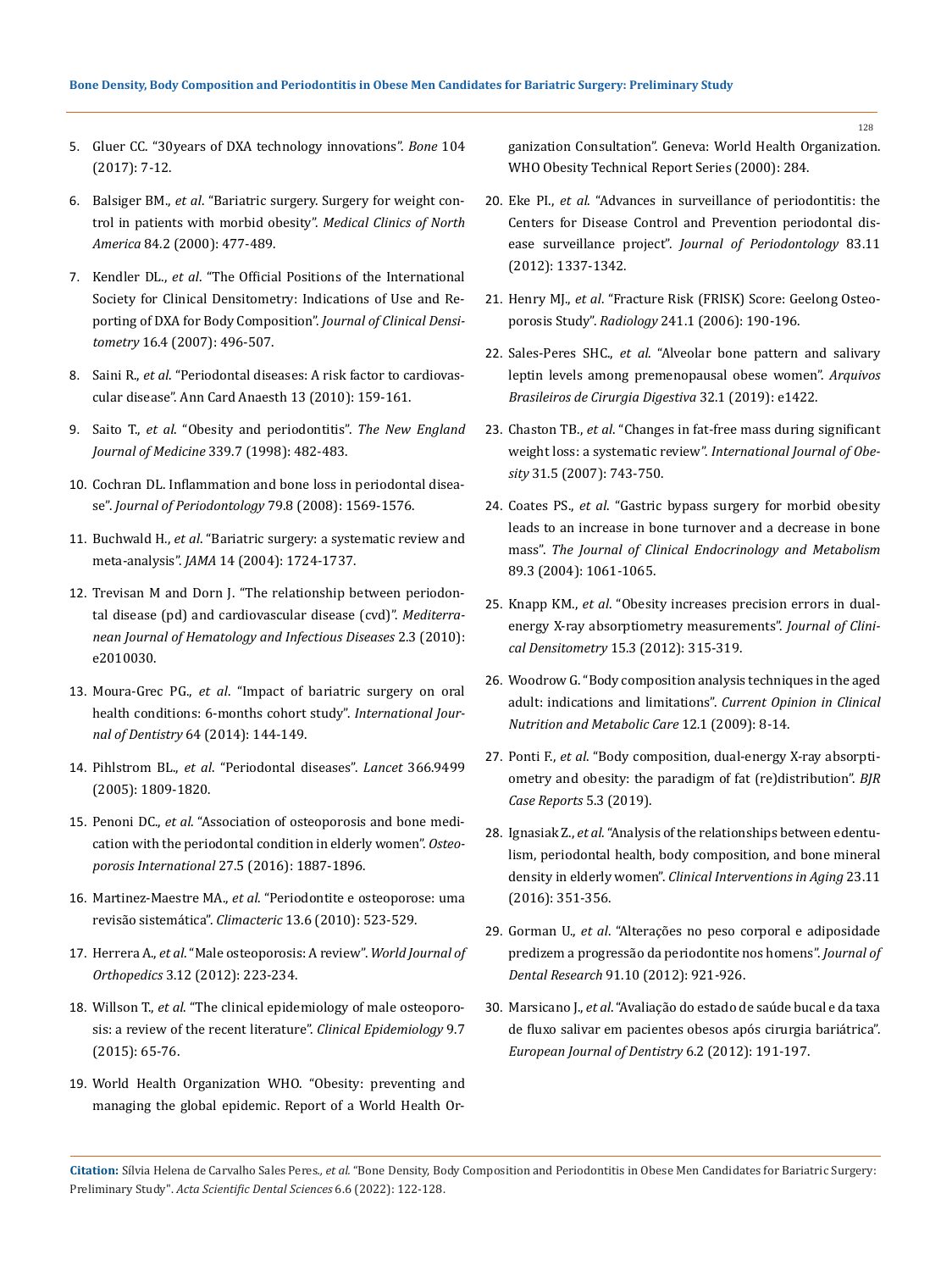5. Gluer CC. “30years of DXA technology innovations”. *Bone* 104 (2017): 7-12.
6. Balsiger BM., *et al*. “Bariatric surgery. Surgery for weight control in patients with morbid obesity”. *Medical Clinics of North America* 84.2 (2000): 477-489.
7. Kendler DL., *et al*. “The Official Positions of the International Society for Clinical Densitometry: Indications of Use and Reporting of DXA for Body Composition”. *Journal of Clinical Densitometry* 16.4 (2007): 496-507.
8. Saini R., *et al*. “Periodontal diseases: A risk factor to cardiovascular disease”. Ann Card Anaesth 13 (2010): 159-161.
9. Saito T., *et al*. “Obesity and periodontitis”. *The New England Journal of Medicine* 339.7 (1998): 482-483.
10. Cochran DL. Inflammation and bone loss in periodontal disease”. *Journal of Periodontology* 79.8 (2008): 1569-1576.
11. Buchwald H., *et al*. “Bariatric surgery: a systematic review and meta-analysis”. *JAMA* 14 (2004): 1724-1737.
12. Trevisan M and Dorn J. “The relationship between periodontal disease (pd) and cardiovascular disease (cvd)”. *Mediterranean Journal of Hematology and Infectious Diseases* 2.3 (2010): e2010030.
13. Moura-Grec PG., *et al*. “Impact of bariatric surgery on oral health conditions: 6-months cohort study”. *International Journal of Dentistry* 64 (2014): 144-149.
14. Pihlstrom BL., *et al*. “Periodontal diseases”. *Lancet* 366.9499 (2005): 1809-1820.
15. Penoni DC., *et al*. “Association of osteoporosis and bone medication with the periodontal condition in elderly women”. *Osteoporosis International* 27.5 (2016): 1887-1896.
16. Martinez-Maestre MA., *et al*. “Periodontite e osteoporose: uma revisão sistemática”. *Climacteric* 13.6 (2010): 523-529.
17. Herrera A., *et al*. “Male osteoporosis: A review”. *World Journal of Orthopedics* 3.12 (2012): 223-234.
18. Willson T., *et al*. “The clinical epidemiology of male osteoporosis: a review of the recent literature”. *Clinical Epidemiology* 9.7 (2015): 65-76.
19. World Health Organization WHO. “Obesity: preventing and managing the global epidemic. Report of a World Health Organization Consultation”. Geneva: World Health Organization. WHO Obesity Technical Report Series (2000): 284.
20. Eke PI., *et al*. “Advances in surveillance of periodontitis: the Centers for Disease Control and Prevention periodontal disease surveillance project”. *Journal of Periodontology* 83.11 (2012): 1337-1342.
21. Henry MJ., *et al*. “Fracture Risk (FRISK) Score: Geelong Osteoporosis Study”. *Radiology* 241.1 (2006): 190-196.
22. Sales-Peres SHC., *et al*. “Alveolar bone pattern and salivary leptin levels among premenopausal obese women”. *Arquivos Brasileiros de Cirurgia Digestiva* 32.1 (2019): e1422.
23. Chaston TB., *et al*. “Changes in fat-free mass during significant weight loss: a systematic review”. *International Journal of Obesity* 31.5 (2007): 743-750.
24. Coates PS., *et al*. “Gastric bypass surgery for morbid obesity leads to an increase in bone turnover and a decrease in bone mass”. *The Journal of Clinical Endocrinology and Metabolism* 89.3 (2004): 1061-1065.
25. Knapp KM., *et al*. “Obesity increases precision errors in dual-energy X-ray absorptiometry measurements”. *Journal of Clinical Densitometry* 15.3 (2012): 315-319.
26. Woodrow G. “Body composition analysis techniques in the aged adult: indications and limitations”. *Current Opinion in Clinical Nutrition and Metabolic Care* 12.1 (2009): 8-14.
27. Ponti F., *et al*. “Body composition, dual-energy X-ray absorptiometry and obesity: the paradigm of fat (re)distribution”. *BJR Case Reports* 5.3 (2019).
28. Ignasiak Z., *et al*. “Analysis of the relationships between edentulism, periodontal health, body composition, and bone mineral density in elderly women”. *Clinical Interventions in Aging* 23.11 (2016): 351-356.
29. Gorman U., *et al*. “Alterações no peso corporal e adiposidade predizem a progressão da periodontite nos homens”. *Journal of Dental Research* 91.10 (2012): 921-926.
30. Marsicano J., *et al*. “Avaliação do estado de saúde bucal e da taxa de fluxo salivar em pacientes obesos após cirurgia bariátrica”. *European Journal of Dentistry* 6.2 (2012): 191-197.